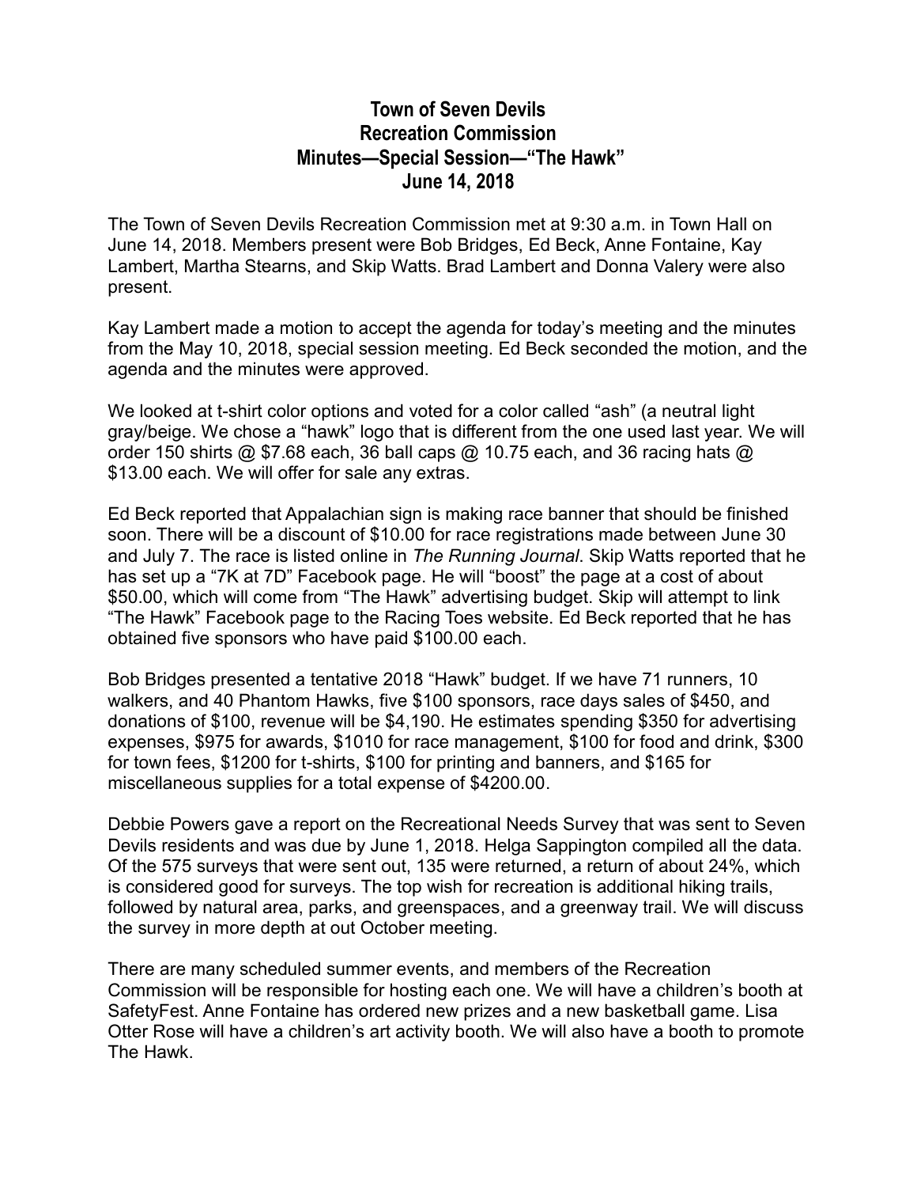# Town of Seven Devils
## Recreation Commission
## Minutes—Special Session—"The Hawk"
## June 14, 2018

The Town of Seven Devils Recreation Commission met at 9:30 a.m. in Town Hall on June 14, 2018. Members present were Bob Bridges, Ed Beck, Anne Fontaine, Kay Lambert, Martha Stearns, and Skip Watts. Brad Lambert and Donna Valery were also present.

Kay Lambert made a motion to accept the agenda for today's meeting and the minutes from the May 10, 2018, special session meeting. Ed Beck seconded the motion, and the agenda and the minutes were approved.

We looked at t-shirt color options and voted for a color called "ash" (a neutral light gray/beige. We chose a "hawk" logo that is different from the one used last year. We will order 150 shirts @ $7.68 each, 36 ball caps @ 10.75 each, and 36 racing hats @ $13.00 each. We will offer for sale any extras.

Ed Beck reported that Appalachian sign is making race banner that should be finished soon. There will be a discount of $10.00 for race registrations made between June 30 and July 7. The race is listed online in *The Running Journal*. Skip Watts reported that he has set up a "7K at 7D" Facebook page. He will "boost" the page at a cost of about $50.00, which will come from "The Hawk" advertising budget. Skip will attempt to link "The Hawk" Facebook page to the Racing Toes website. Ed Beck reported that he has obtained five sponsors who have paid $100.00 each.

Bob Bridges presented a tentative 2018 "Hawk" budget. If we have 71 runners, 10 walkers, and 40 Phantom Hawks, five $100 sponsors, race days sales of $450, and donations of $100, revenue will be $4,190. He estimates spending $350 for advertising expenses, $975 for awards, $1010 for race management, $100 for food and drink, $300 for town fees, $1200 for t-shirts, $100 for printing and banners, and $165 for miscellaneous supplies for a total expense of $4200.00.

Debbie Powers gave a report on the Recreational Needs Survey that was sent to Seven Devils residents and was due by June 1, 2018. Helga Sappington compiled all the data. Of the 575 surveys that were sent out, 135 were returned, a return of about 24%, which is considered good for surveys. The top wish for recreation is additional hiking trails, followed by natural area, parks, and greenspaces, and a greenway trail. We will discuss the survey in more depth at out October meeting.

There are many scheduled summer events, and members of the Recreation Commission will be responsible for hosting each one. We will have a children's booth at SafetyFest. Anne Fontaine has ordered new prizes and a new basketball game. Lisa Otter Rose will have a children's art activity booth. We will also have a booth to promote The Hawk.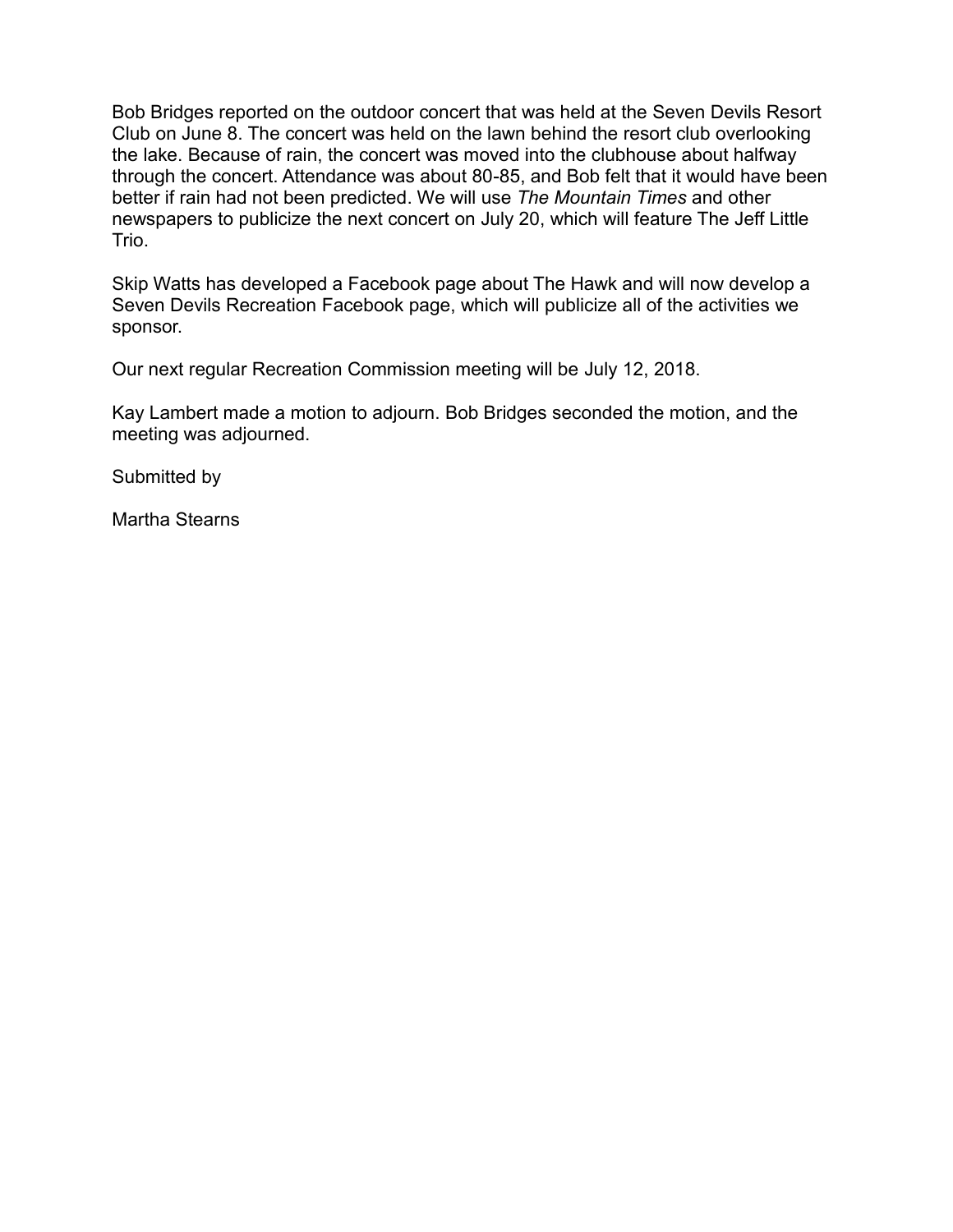Bob Bridges reported on the outdoor concert that was held at the Seven Devils Resort Club on June 8. The concert was held on the lawn behind the resort club overlooking the lake. Because of rain, the concert was moved into the clubhouse about halfway through the concert. Attendance was about 80-85, and Bob felt that it would have been better if rain had not been predicted. We will use *The Mountain Times* and other newspapers to publicize the next concert on July 20, which will feature The Jeff Little Trio.

Skip Watts has developed a Facebook page about The Hawk and will now develop a Seven Devils Recreation Facebook page, which will publicize all of the activities we sponsor.

Our next regular Recreation Commission meeting will be July 12, 2018.

Kay Lambert made a motion to adjourn. Bob Bridges seconded the motion, and the meeting was adjourned.

Submitted by

Martha Stearns